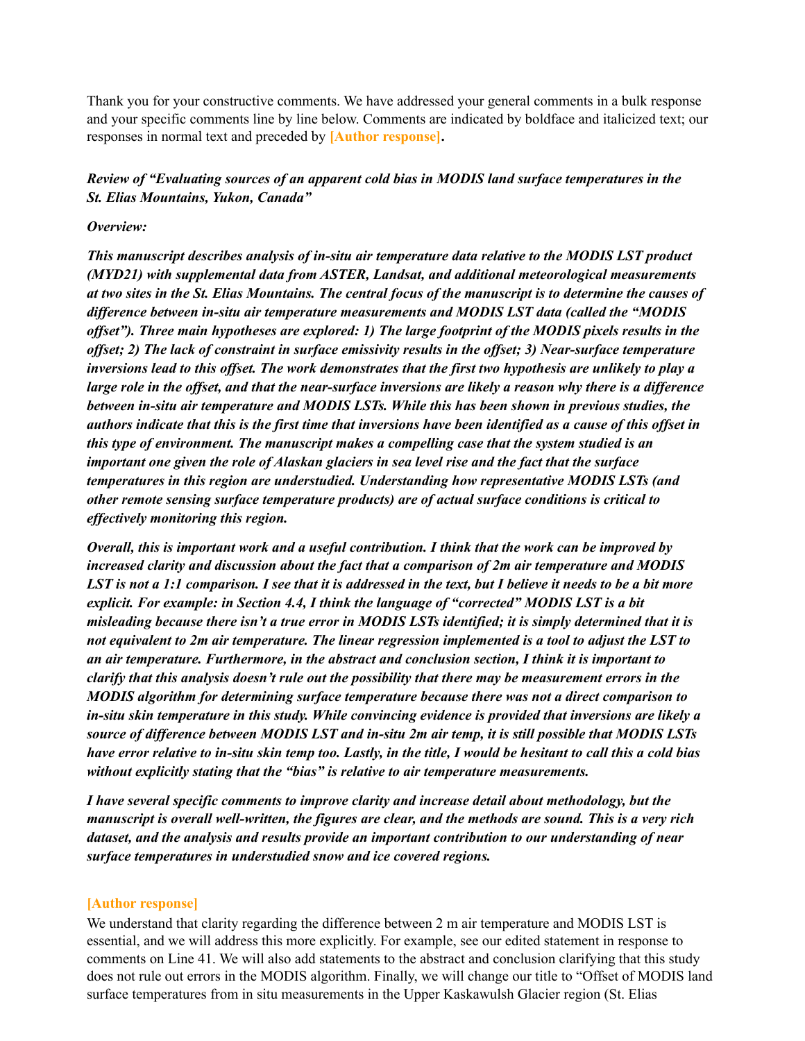Thank you for your constructive comments. We have addressed your general comments in a bulk response and your specific comments line by line below. Comments are indicated by boldface and italicized text; our responses in normal text and preceded by **[Author response].**

***Review of "Evaluating sources of an apparent cold bias in MODIS land surface temperatures in the St. Elias Mountains, Yukon, Canada"***

***Overview:***

***This manuscript describes analysis of in-situ air temperature data relative to the MODIS LST product (MYD21) with supplemental data from ASTER, Landsat, and additional meteorological measurements at two sites in the St. Elias Mountains. The central focus of the manuscript is to determine the causes of difference between in-situ air temperature measurements and MODIS LST data (called the "MODIS offset"). Three main hypotheses are explored: 1) The large footprint of the MODIS pixels results in the offset; 2) The lack of constraint in surface emissivity results in the offset; 3) Near-surface temperature inversions lead to this offset. The work demonstrates that the first two hypothesis are unlikely to play a large role in the offset, and that the near-surface inversions are likely a reason why there is a difference between in-situ air temperature and MODIS LSTs. While this has been shown in previous studies, the authors indicate that this is the first time that inversions have been identified as a cause of this offset in this type of environment. The manuscript makes a compelling case that the system studied is an important one given the role of Alaskan glaciers in sea level rise and the fact that the surface temperatures in this region are understudied. Understanding how representative MODIS LSTs (and other remote sensing surface temperature products) are of actual surface conditions is critical to effectively monitoring this region.***

***Overall, this is important work and a useful contribution. I think that the work can be improved by increased clarity and discussion about the fact that a comparison of 2m air temperature and MODIS LST is not a 1:1 comparison. I see that it is addressed in the text, but I believe it needs to be a bit more explicit. For example: in Section 4.4, I think the language of "corrected" MODIS LST is a bit misleading because there isn't a true error in MODIS LSTs identified; it is simply determined that it is not equivalent to 2m air temperature. The linear regression implemented is a tool to adjust the LST to an air temperature. Furthermore, in the abstract and conclusion section, I think it is important to clarify that this analysis doesn't rule out the possibility that there may be measurement errors in the MODIS algorithm for determining surface temperature because there was not a direct comparison to in-situ skin temperature in this study. While convincing evidence is provided that inversions are likely a source of difference between MODIS LST and in-situ 2m air temp, it is still possible that MODIS LSTs have error relative to in-situ skin temp too. Lastly, in the title, I would be hesitant to call this a cold bias without explicitly stating that the "bias" is relative to air temperature measurements.***

***I have several specific comments to improve clarity and increase detail about methodology, but the manuscript is overall well-written, the figures are clear, and the methods are sound. This is a very rich dataset, and the analysis and results provide an important contribution to our understanding of near surface temperatures in understudied snow and ice covered regions.***

**[Author response]**

We understand that clarity regarding the difference between 2 m air temperature and MODIS LST is essential, and we will address this more explicitly. For example, see our edited statement in response to comments on Line 41. We will also add statements to the abstract and conclusion clarifying that this study does not rule out errors in the MODIS algorithm. Finally, we will change our title to "Offset of MODIS land surface temperatures from in situ measurements in the Upper Kaskawulsh Glacier region (St. Elias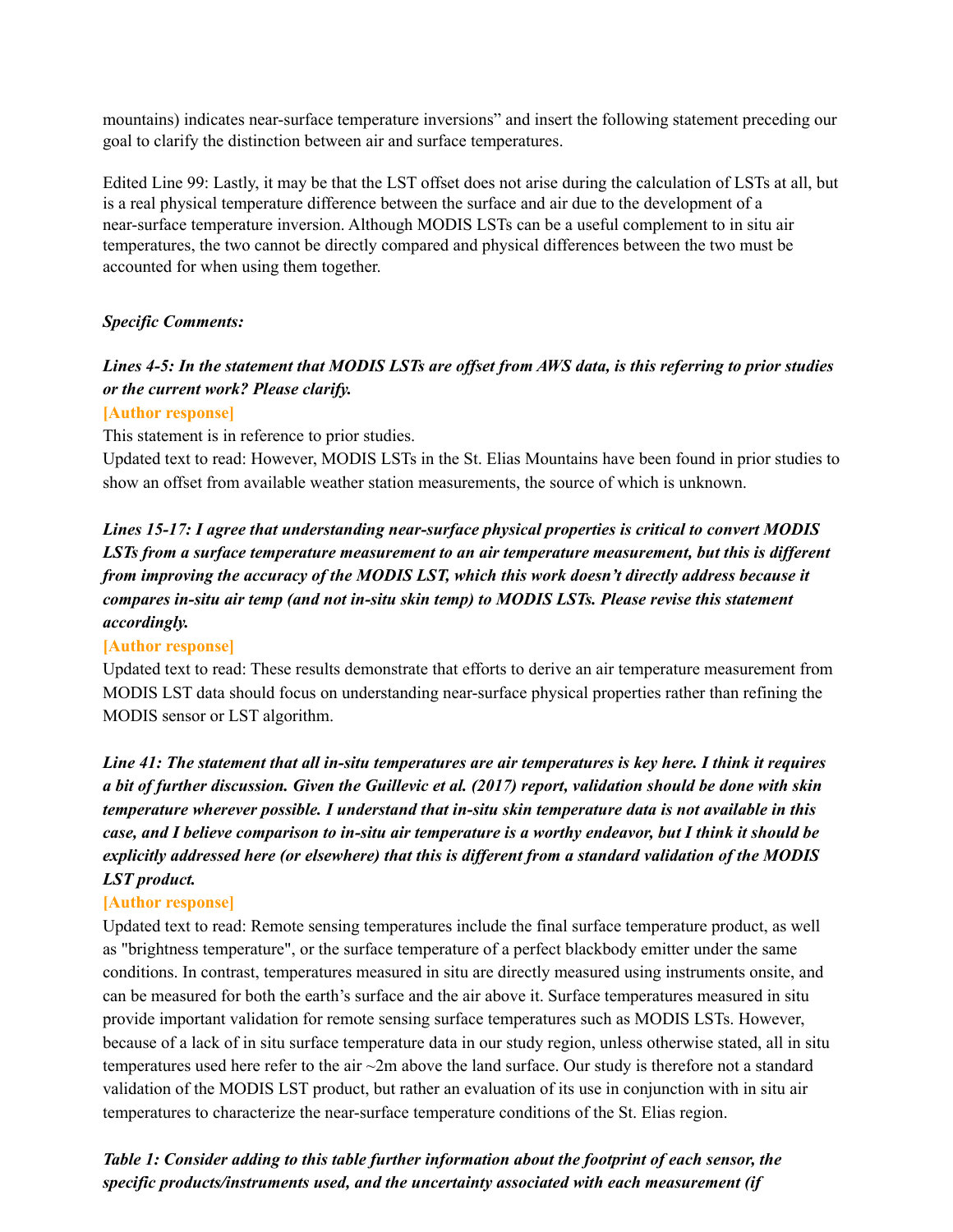mountains) indicates near-surface temperature inversions" and insert the following statement preceding our goal to clarify the distinction between air and surface temperatures.

Edited Line 99: Lastly, it may be that the LST offset does not arise during the calculation of LSTs at all, but is a real physical temperature difference between the surface and air due to the development of a near-surface temperature inversion. Although MODIS LSTs can be a useful complement to in situ air temperatures, the two cannot be directly compared and physical differences between the two must be accounted for when using them together.

***Specific Comments:***

***Lines 4-5: In the statement that MODIS LSTs are offset from AWS data, is this referring to prior studies or the current work? Please clarify.***

**[Author response]**

This statement is in reference to prior studies.

Updated text to read: However, MODIS LSTs in the St. Elias Mountains have been found in prior studies to show an offset from available weather station measurements, the source of which is unknown.

***Lines 15-17: I agree that understanding near-surface physical properties is critical to convert MODIS LSTs from a surface temperature measurement to an air temperature measurement, but this is different from improving the accuracy of the MODIS LST, which this work doesn't directly address because it compares in-situ air temp (and not in-situ skin temp) to MODIS LSTs. Please revise this statement accordingly.***

**[Author response]**

Updated text to read: These results demonstrate that efforts to derive an air temperature measurement from MODIS LST data should focus on understanding near-surface physical properties rather than refining the MODIS sensor or LST algorithm.

***Line 41: The statement that all in-situ temperatures are air temperatures is key here. I think it requires a bit of further discussion. Given the Guillevic et al. (2017) report, validation should be done with skin temperature wherever possible. I understand that in-situ skin temperature data is not available in this case, and I believe comparison to in-situ air temperature is a worthy endeavor, but I think it should be explicitly addressed here (or elsewhere) that this is different from a standard validation of the MODIS LST product.***

**[Author response]**

Updated text to read: Remote sensing temperatures include the final surface temperature product, as well as "brightness temperature", or the surface temperature of a perfect blackbody emitter under the same conditions. In contrast, temperatures measured in situ are directly measured using instruments onsite, and can be measured for both the earth's surface and the air above it. Surface temperatures measured in situ provide important validation for remote sensing surface temperatures such as MODIS LSTs. However, because of a lack of in situ surface temperature data in our study region, unless otherwise stated, all in situ temperatures used here refer to the air ~2m above the land surface. Our study is therefore not a standard validation of the MODIS LST product, but rather an evaluation of its use in conjunction with in situ air temperatures to characterize the near-surface temperature conditions of the St. Elias region.

***Table 1: Consider adding to this table further information about the footprint of each sensor, the specific products/instruments used, and the uncertainty associated with each measurement (if***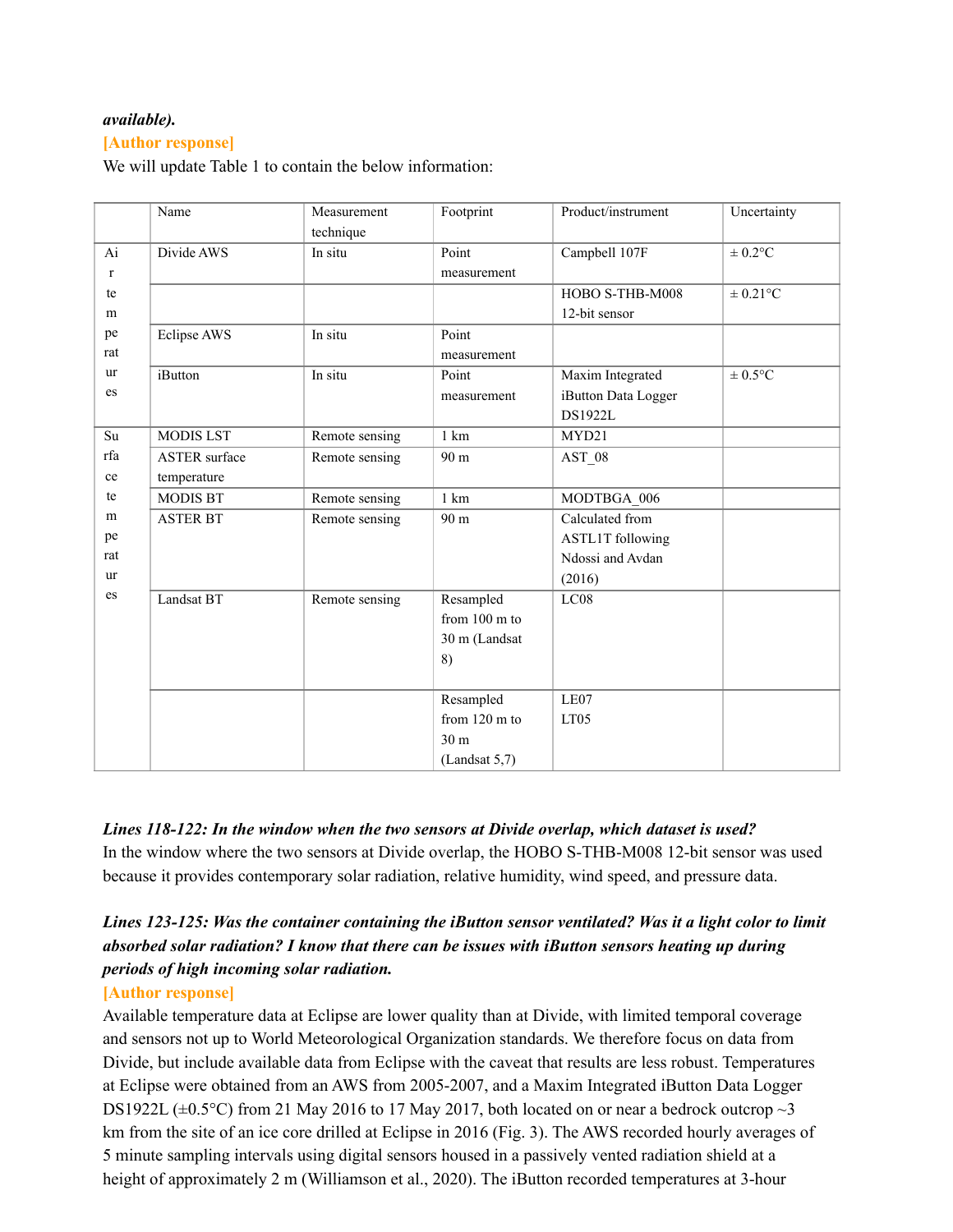***available).***

**[Author response]**

We will update Table 1 to contain the below information:

| | Name | Measurement technique | Footprint | Product/instrument | Uncertainty |
|---|---|---|---|---|---|
| Air temperatures | Divide AWS | In situ | Point measurement | Campbell 107F | ± 0.2°C |
| | | | | HOBO S-THB-M008 12-bit sensor | ± 0.21°C |
| | Eclipse AWS | In situ | Point measurement | | |
| | iButton | In situ | Point measurement | Maxim Integrated iButton Data Logger DS1922L | ± 0.5°C |
| Surface temperatures | MODIS LST | Remote sensing | 1 km | MYD21 | |
| | ASTER surface temperature | Remote sensing | 90 m | AST_08 | |
| | MODIS BT | Remote sensing | 1 km | MODTBGA_006 | |
| | ASTER BT | Remote sensing | 90 m | Calculated from ASTL1T following Ndossi and Avdan (2016) | |
| | Landsat BT | Remote sensing | Resampled from 100 m to 30 m (Landsat 8) | LC08 | |
| | | | Resampled from 120 m to 30 m (Landsat 5,7) | LE07 LT05 | |

***Lines 118-122: In the window when the two sensors at Divide overlap, which dataset is used?***

In the window where the two sensors at Divide overlap, the HOBO S-THB-M008 12-bit sensor was used because it provides contemporary solar radiation, relative humidity, wind speed, and pressure data.

***Lines 123-125: Was the container containing the iButton sensor ventilated? Was it a light color to limit absorbed solar radiation? I know that there can be issues with iButton sensors heating up during periods of high incoming solar radiation.***

**[Author response]**

Available temperature data at Eclipse are lower quality than at Divide, with limited temporal coverage and sensors not up to World Meteorological Organization standards. We therefore focus on data from Divide, but include available data from Eclipse with the caveat that results are less robust. Temperatures at Eclipse were obtained from an AWS from 2005-2007, and a Maxim Integrated iButton Data Logger DS1922L (±0.5°C) from 21 May 2016 to 17 May 2017, both located on or near a bedrock outcrop ~3 km from the site of an ice core drilled at Eclipse in 2016 (Fig. 3). The AWS recorded hourly averages of 5 minute sampling intervals using digital sensors housed in a passively vented radiation shield at a height of approximately 2 m (Williamson et al., 2020). The iButton recorded temperatures at 3-hour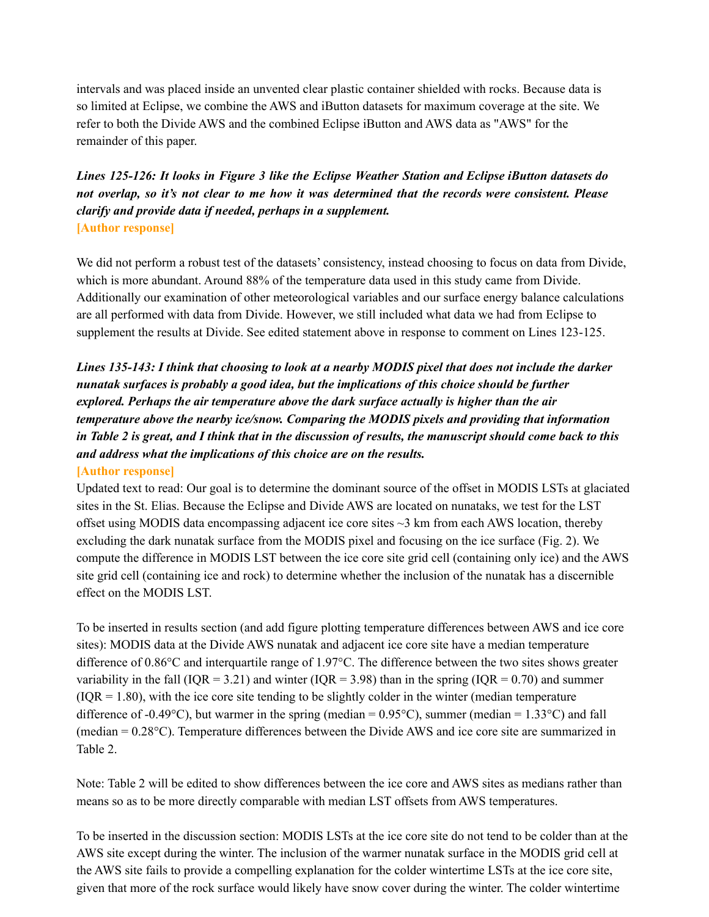intervals and was placed inside an unvented clear plastic container shielded with rocks. Because data is so limited at Eclipse, we combine the AWS and iButton datasets for maximum coverage at the site. We refer to both the Divide AWS and the combined Eclipse iButton and AWS data as "AWS" for the remainder of this paper.

***Lines 125-126: It looks in Figure 3 like the Eclipse Weather Station and Eclipse iButton datasets do not overlap, so it's not clear to me how it was determined that the records were consistent. Please clarify and provide data if needed, perhaps in a supplement.***

**[Author response]**

We did not perform a robust test of the datasets' consistency, instead choosing to focus on data from Divide, which is more abundant. Around 88% of the temperature data used in this study came from Divide. Additionally our examination of other meteorological variables and our surface energy balance calculations are all performed with data from Divide. However, we still included what data we had from Eclipse to supplement the results at Divide. See edited statement above in response to comment on Lines 123-125.

***Lines 135-143: I think that choosing to look at a nearby MODIS pixel that does not include the darker nunatak surfaces is probably a good idea, but the implications of this choice should be further explored. Perhaps the air temperature above the dark surface actually is higher than the air temperature above the nearby ice/snow. Comparing the MODIS pixels and providing that information in Table 2 is great, and I think that in the discussion of results, the manuscript should come back to this and address what the implications of this choice are on the results.***

**[Author response]**

Updated text to read: Our goal is to determine the dominant source of the offset in MODIS LSTs at glaciated sites in the St. Elias. Because the Eclipse and Divide AWS are located on nunataks, we test for the LST offset using MODIS data encompassing adjacent ice core sites ~3 km from each AWS location, thereby excluding the dark nunatak surface from the MODIS pixel and focusing on the ice surface (Fig. 2). We compute the difference in MODIS LST between the ice core site grid cell (containing only ice) and the AWS site grid cell (containing ice and rock) to determine whether the inclusion of the nunatak has a discernible effect on the MODIS LST.

To be inserted in results section (and add figure plotting temperature differences between AWS and ice core sites): MODIS data at the Divide AWS nunatak and adjacent ice core site have a median temperature difference of 0.86°C and interquartile range of 1.97°C. The difference between the two sites shows greater variability in the fall (IQR = 3.21) and winter (IQR = 3.98) than in the spring (IQR = 0.70) and summer (IQR = 1.80), with the ice core site tending to be slightly colder in the winter (median temperature difference of -0.49°C), but warmer in the spring (median = 0.95°C), summer (median = 1.33°C) and fall (median = 0.28°C). Temperature differences between the Divide AWS and ice core site are summarized in Table 2.

Note: Table 2 will be edited to show differences between the ice core and AWS sites as medians rather than means so as to be more directly comparable with median LST offsets from AWS temperatures.

To be inserted in the discussion section: MODIS LSTs at the ice core site do not tend to be colder than at the AWS site except during the winter. The inclusion of the warmer nunatak surface in the MODIS grid cell at the AWS site fails to provide a compelling explanation for the colder wintertime LSTs at the ice core site, given that more of the rock surface would likely have snow cover during the winter. The colder wintertime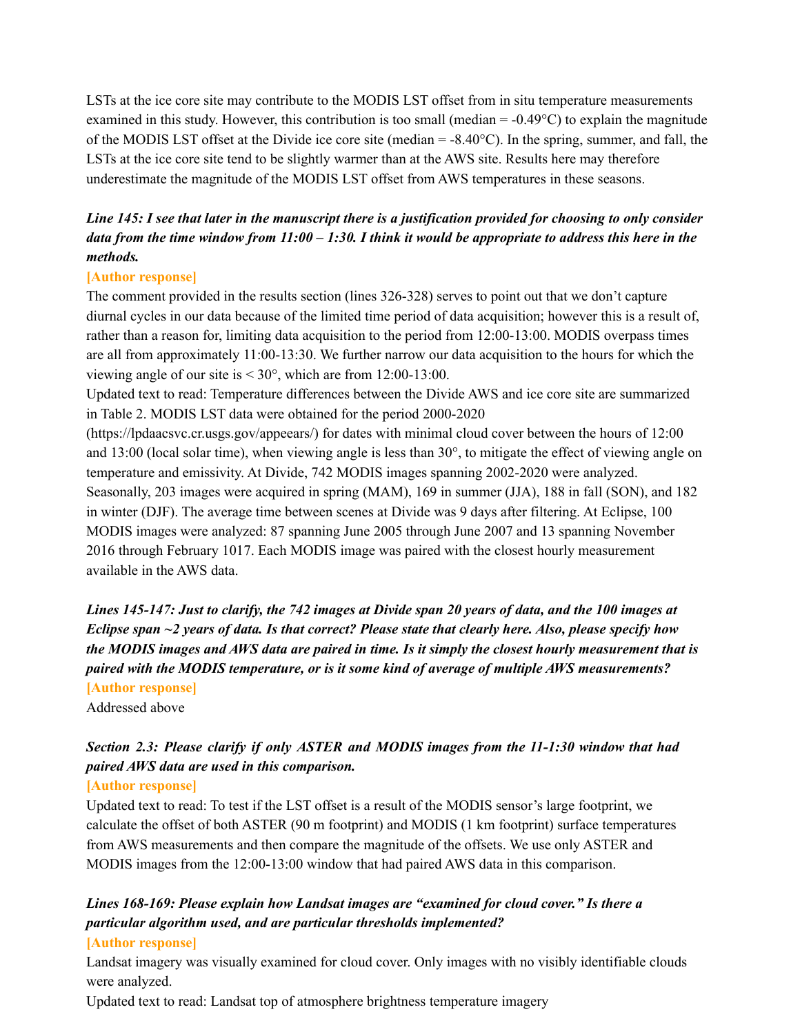LSTs at the ice core site may contribute to the MODIS LST offset from in situ temperature measurements examined in this study. However, this contribution is too small (median = -0.49°C) to explain the magnitude of the MODIS LST offset at the Divide ice core site (median = -8.40°C). In the spring, summer, and fall, the LSTs at the ice core site tend to be slightly warmer than at the AWS site. Results here may therefore underestimate the magnitude of the MODIS LST offset from AWS temperatures in these seasons.

***Line 145: I see that later in the manuscript there is a justification provided for choosing to only consider data from the time window from 11:00 – 1:30. I think it would be appropriate to address this here in the methods.***

**[Author response]**

The comment provided in the results section (lines 326-328) serves to point out that we don't capture diurnal cycles in our data because of the limited time period of data acquisition; however this is a result of, rather than a reason for, limiting data acquisition to the period from 12:00-13:00. MODIS overpass times are all from approximately 11:00-13:30. We further narrow our data acquisition to the hours for which the viewing angle of our site is < 30°, which are from 12:00-13:00.

Updated text to read: Temperature differences between the Divide AWS and ice core site are summarized in Table 2. MODIS LST data were obtained for the period 2000-2020 (https://lpdaacsvc.cr.usgs.gov/appeears/) for dates with minimal cloud cover between the hours of 12:00 and 13:00 (local solar time), when viewing angle is less than 30°, to mitigate the effect of viewing angle on temperature and emissivity. At Divide, 742 MODIS images spanning 2002-2020 were analyzed. Seasonally, 203 images were acquired in spring (MAM), 169 in summer (JJA), 188 in fall (SON), and 182 in winter (DJF). The average time between scenes at Divide was 9 days after filtering. At Eclipse, 100 MODIS images were analyzed: 87 spanning June 2005 through June 2007 and 13 spanning November 2016 through February 1017. Each MODIS image was paired with the closest hourly measurement available in the AWS data.

***Lines 145-147: Just to clarify, the 742 images at Divide span 20 years of data, and the 100 images at Eclipse span ~2 years of data. Is that correct? Please state that clearly here. Also, please specify how the MODIS images and AWS data are paired in time. Is it simply the closest hourly measurement that is paired with the MODIS temperature, or is it some kind of average of multiple AWS measurements?***

**[Author response]**

Addressed above

***Section 2.3: Please clarify if only ASTER and MODIS images from the 11-1:30 window that had paired AWS data are used in this comparison.***

**[Author response]**

Updated text to read: To test if the LST offset is a result of the MODIS sensor's large footprint, we calculate the offset of both ASTER (90 m footprint) and MODIS (1 km footprint) surface temperatures from AWS measurements and then compare the magnitude of the offsets. We use only ASTER and MODIS images from the 12:00-13:00 window that had paired AWS data in this comparison.

***Lines 168-169: Please explain how Landsat images are "examined for cloud cover." Is there a particular algorithm used, and are particular thresholds implemented?***

**[Author response]**

Landsat imagery was visually examined for cloud cover. Only images with no visibly identifiable clouds were analyzed.

Updated text to read: Landsat top of atmosphere brightness temperature imagery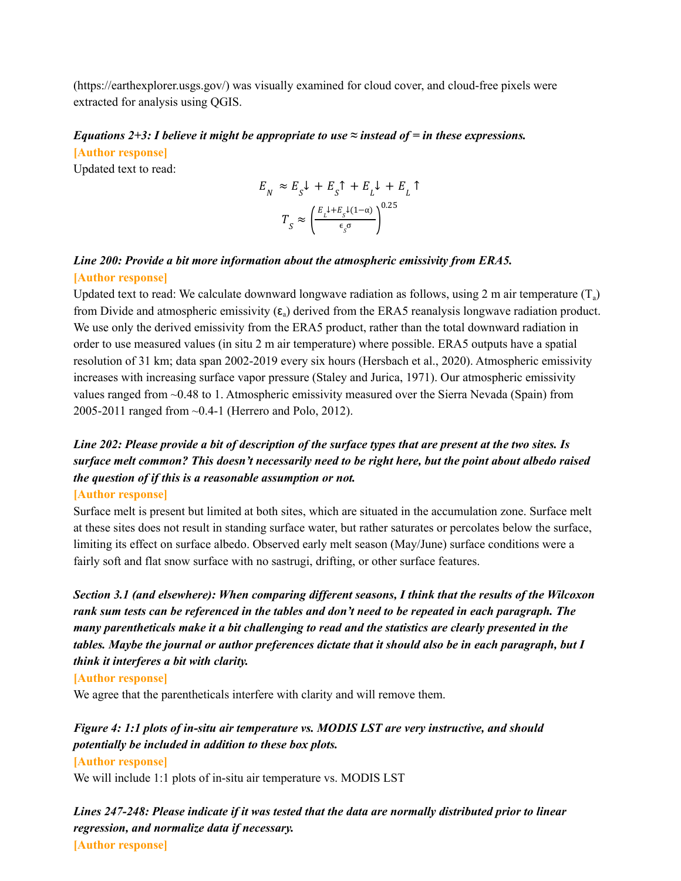(https://earthexplorer.usgs.gov/) was visually examined for cloud cover, and cloud-free pixels were extracted for analysis using QGIS.

***Equations 2+3: I believe it might be appropriate to use ≈ instead of = in these expressions.***

**[Author response]**

Updated text to read:

$$E_N \approx E_S\downarrow + E_S\uparrow + E_L\downarrow + E_L\uparrow$$

$$T_S \approx \left(\frac{E_L\downarrow + E_S\downarrow(1-\alpha)}{\epsilon_S \sigma}\right)^{0.25}$$

***Line 200: Provide a bit more information about the atmospheric emissivity from ERA5.***

**[Author response]**

Updated text to read: We calculate downward longwave radiation as follows, using 2 m air temperature ($T_a$) from Divide and atmospheric emissivity ($\varepsilon_a$) derived from the ERA5 reanalysis longwave radiation product. We use only the derived emissivity from the ERA5 product, rather than the total downward radiation in order to use measured values (in situ 2 m air temperature) where possible. ERA5 outputs have a spatial resolution of 31 km; data span 2002-2019 every six hours (Hersbach et al., 2020). Atmospheric emissivity increases with increasing surface vapor pressure (Staley and Jurica, 1971). Our atmospheric emissivity values ranged from ~0.48 to 1. Atmospheric emissivity measured over the Sierra Nevada (Spain) from 2005-2011 ranged from ~0.4-1 (Herrero and Polo, 2012).

***Line 202: Please provide a bit of description of the surface types that are present at the two sites. Is surface melt common? This doesn't necessarily need to be right here, but the point about albedo raised the question of if this is a reasonable assumption or not.***

**[Author response]**

Surface melt is present but limited at both sites, which are situated in the accumulation zone. Surface melt at these sites does not result in standing surface water, but rather saturates or percolates below the surface, limiting its effect on surface albedo. Observed early melt season (May/June) surface conditions were a fairly soft and flat snow surface with no sastrugi, drifting, or other surface features.

***Section 3.1 (and elsewhere): When comparing different seasons, I think that the results of the Wilcoxon rank sum tests can be referenced in the tables and don't need to be repeated in each paragraph. The many parentheticals make it a bit challenging to read and the statistics are clearly presented in the tables. Maybe the journal or author preferences dictate that it should also be in each paragraph, but I think it interferes a bit with clarity.***

**[Author response]**

We agree that the parentheticals interfere with clarity and will remove them.

***Figure 4: 1:1 plots of in-situ air temperature vs. MODIS LST are very instructive, and should potentially be included in addition to these box plots.***

**[Author response]**

We will include 1:1 plots of in-situ air temperature vs. MODIS LST

***Lines 247-248: Please indicate if it was tested that the data are normally distributed prior to linear regression, and normalize data if necessary.***

**[Author response]**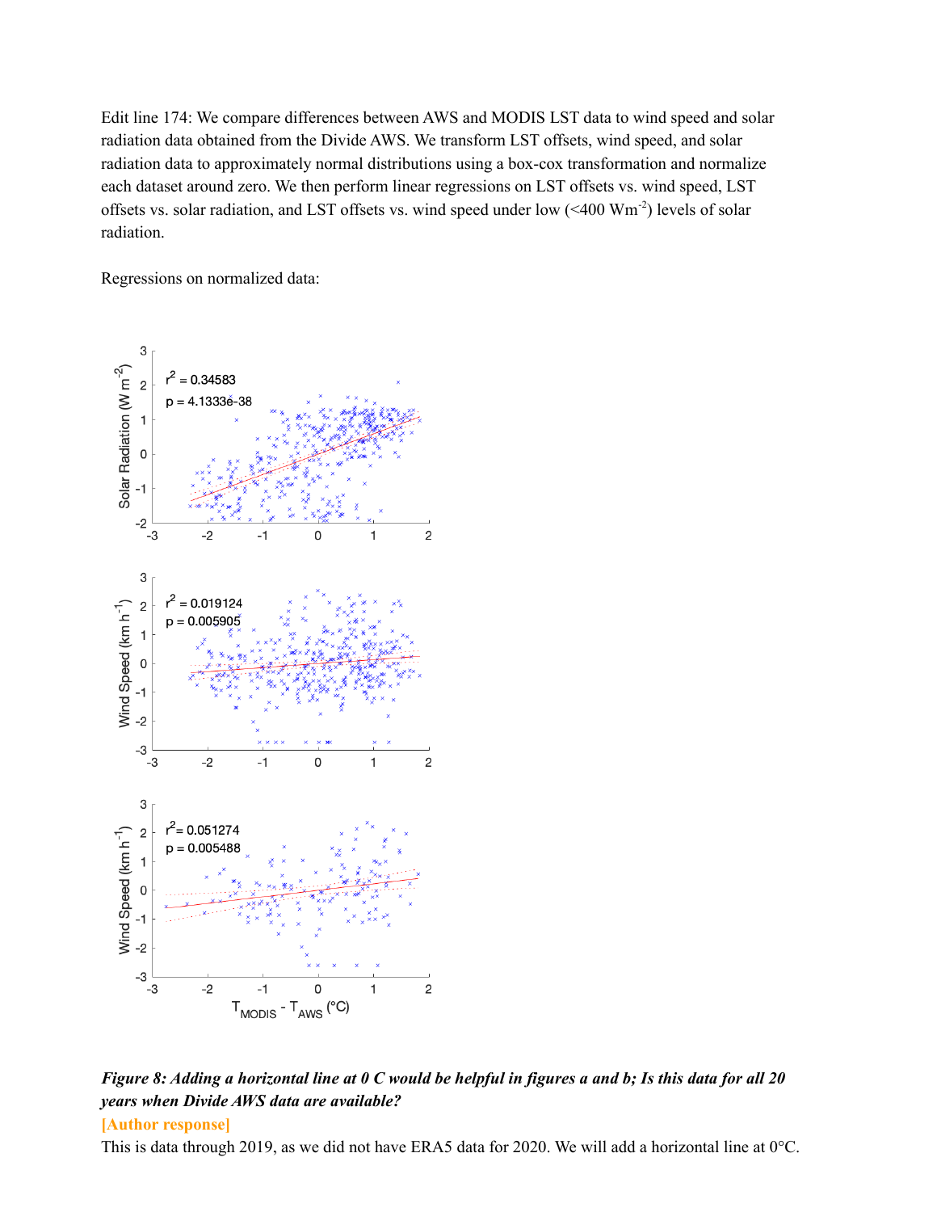Edit line 174: We compare differences between AWS and MODIS LST data to wind speed and solar radiation data obtained from the Divide AWS. We transform LST offsets, wind speed, and solar radiation data to approximately normal distributions using a box-cox transformation and normalize each dataset around zero. We then perform linear regressions on LST offsets vs. wind speed, LST offsets vs. solar radiation, and LST offsets vs. wind speed under low (<400 $Wm^{-2}$) levels of solar radiation.

Regressions on normalized data:

***Figure 8: Adding a horizontal line at 0 C would be helpful in figures a and b; Is this data for all 20 years when Divide AWS data are available?***

**[Author response]**

This is data through 2019, as we did not have ERA5 data for 2020. We will add a horizontal line at 0°C.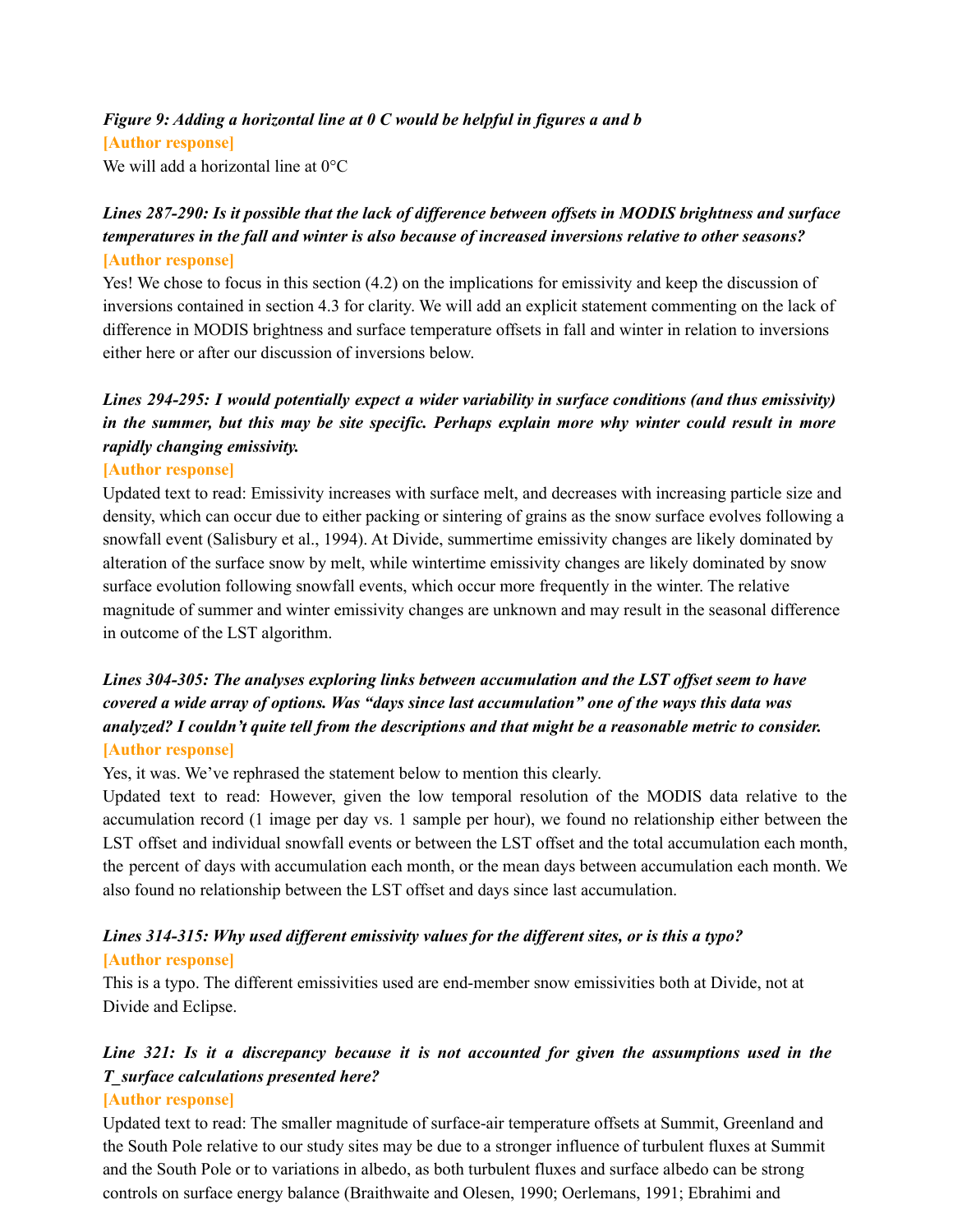***Figure 9: Adding a horizontal line at 0 C would be helpful in figures a and b***

**[Author response]**

We will add a horizontal line at 0°C

***Lines 287-290: Is it possible that the lack of difference between offsets in MODIS brightness and surface temperatures in the fall and winter is also because of increased inversions relative to other seasons?***

**[Author response]**

Yes! We chose to focus in this section (4.2) on the implications for emissivity and keep the discussion of inversions contained in section 4.3 for clarity. We will add an explicit statement commenting on the lack of difference in MODIS brightness and surface temperature offsets in fall and winter in relation to inversions either here or after our discussion of inversions below.

***Lines 294-295: I would potentially expect a wider variability in surface conditions (and thus emissivity) in the summer, but this may be site specific. Perhaps explain more why winter could result in more rapidly changing emissivity.***

**[Author response]**

Updated text to read: Emissivity increases with surface melt, and decreases with increasing particle size and density, which can occur due to either packing or sintering of grains as the snow surface evolves following a snowfall event (Salisbury et al., 1994). At Divide, summertime emissivity changes are likely dominated by alteration of the surface snow by melt, while wintertime emissivity changes are likely dominated by snow surface evolution following snowfall events, which occur more frequently in the winter. The relative magnitude of summer and winter emissivity changes are unknown and may result in the seasonal difference in outcome of the LST algorithm.

***Lines 304-305: The analyses exploring links between accumulation and the LST offset seem to have covered a wide array of options. Was "days since last accumulation" one of the ways this data was analyzed? I couldn't quite tell from the descriptions and that might be a reasonable metric to consider.***

**[Author response]**

Yes, it was. We've rephrased the statement below to mention this clearly.

Updated text to read: However, given the low temporal resolution of the MODIS data relative to the accumulation record (1 image per day vs. 1 sample per hour), we found no relationship either between the LST offset and individual snowfall events or between the LST offset and the total accumulation each month, the percent of days with accumulation each month, or the mean days between accumulation each month. We also found no relationship between the LST offset and days since last accumulation.

***Lines 314-315: Why used different emissivity values for the different sites, or is this a typo?***

**[Author response]**

This is a typo. The different emissivities used are end-member snow emissivities both at Divide, not at Divide and Eclipse.

***Line 321: Is it a discrepancy because it is not accounted for given the assumptions used in the T_surface calculations presented here?***

**[Author response]**

Updated text to read: The smaller magnitude of surface-air temperature offsets at Summit, Greenland and the South Pole relative to our study sites may be due to a stronger influence of turbulent fluxes at Summit and the South Pole or to variations in albedo, as both turbulent fluxes and surface albedo can be strong controls on surface energy balance (Braithwaite and Olesen, 1990; Oerlemans, 1991; Ebrahimi and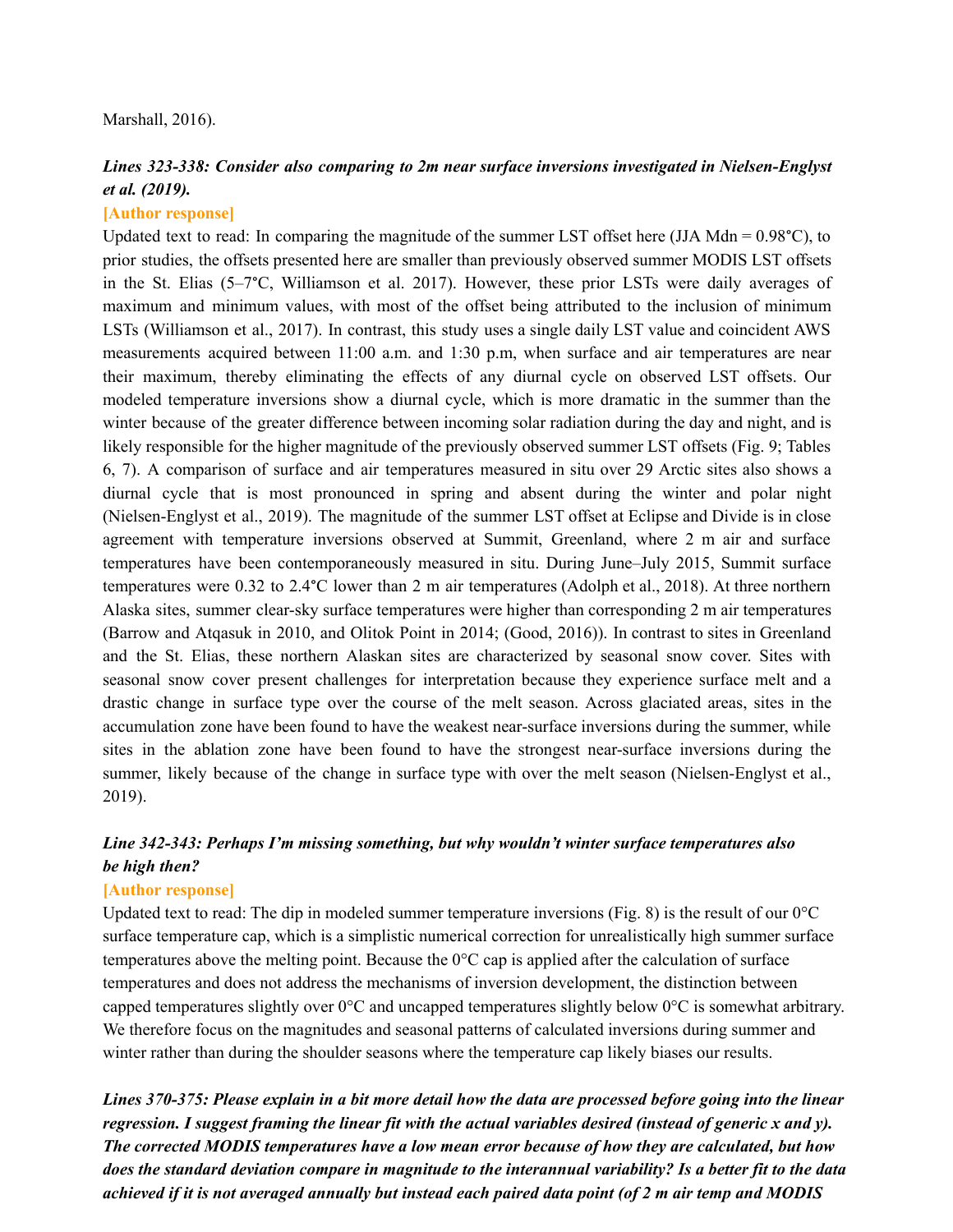Marshall, 2016).

***Lines 323-338: Consider also comparing to 2m near surface inversions investigated in Nielsen-Englyst et al. (2019).***

**[Author response]**

Updated text to read: In comparing the magnitude of the summer LST offset here (JJA Mdn = 0.98°C), to prior studies, the offsets presented here are smaller than previously observed summer MODIS LST offsets in the St. Elias (5–7°C, Williamson et al. 2017). However, these prior LSTs were daily averages of maximum and minimum values, with most of the offset being attributed to the inclusion of minimum LSTs (Williamson et al., 2017). In contrast, this study uses a single daily LST value and coincident AWS measurements acquired between 11:00 a.m. and 1:30 p.m, when surface and air temperatures are near their maximum, thereby eliminating the effects of any diurnal cycle on observed LST offsets. Our modeled temperature inversions show a diurnal cycle, which is more dramatic in the summer than the winter because of the greater difference between incoming solar radiation during the day and night, and is likely responsible for the higher magnitude of the previously observed summer LST offsets (Fig. 9; Tables 6, 7). A comparison of surface and air temperatures measured in situ over 29 Arctic sites also shows a diurnal cycle that is most pronounced in spring and absent during the winter and polar night (Nielsen-Englyst et al., 2019). The magnitude of the summer LST offset at Eclipse and Divide is in close agreement with temperature inversions observed at Summit, Greenland, where 2 m air and surface temperatures have been contemporaneously measured in situ. During June–July 2015, Summit surface temperatures were 0.32 to 2.4°C lower than 2 m air temperatures (Adolph et al., 2018). At three northern Alaska sites, summer clear-sky surface temperatures were higher than corresponding 2 m air temperatures (Barrow and Atqasuk in 2010, and Olitok Point in 2014; (Good, 2016)). In contrast to sites in Greenland and the St. Elias, these northern Alaskan sites are characterized by seasonal snow cover. Sites with seasonal snow cover present challenges for interpretation because they experience surface melt and a drastic change in surface type over the course of the melt season. Across glaciated areas, sites in the accumulation zone have been found to have the weakest near-surface inversions during the summer, while sites in the ablation zone have been found to have the strongest near-surface inversions during the summer, likely because of the change in surface type with over the melt season (Nielsen-Englyst et al., 2019).

***Line 342-343: Perhaps I'm missing something, but why wouldn't winter surface temperatures also be high then?***

**[Author response]**

Updated text to read: The dip in modeled summer temperature inversions (Fig. 8) is the result of our 0°C surface temperature cap, which is a simplistic numerical correction for unrealistically high summer surface temperatures above the melting point. Because the 0°C cap is applied after the calculation of surface temperatures and does not address the mechanisms of inversion development, the distinction between capped temperatures slightly over 0°C and uncapped temperatures slightly below 0°C is somewhat arbitrary. We therefore focus on the magnitudes and seasonal patterns of calculated inversions during summer and winter rather than during the shoulder seasons where the temperature cap likely biases our results.

***Lines 370-375: Please explain in a bit more detail how the data are processed before going into the linear regression. I suggest framing the linear fit with the actual variables desired (instead of generic x and y). The corrected MODIS temperatures have a low mean error because of how they are calculated, but how does the standard deviation compare in magnitude to the interannual variability? Is a better fit to the data achieved if it is not averaged annually but instead each paired data point (of 2 m air temp and MODIS***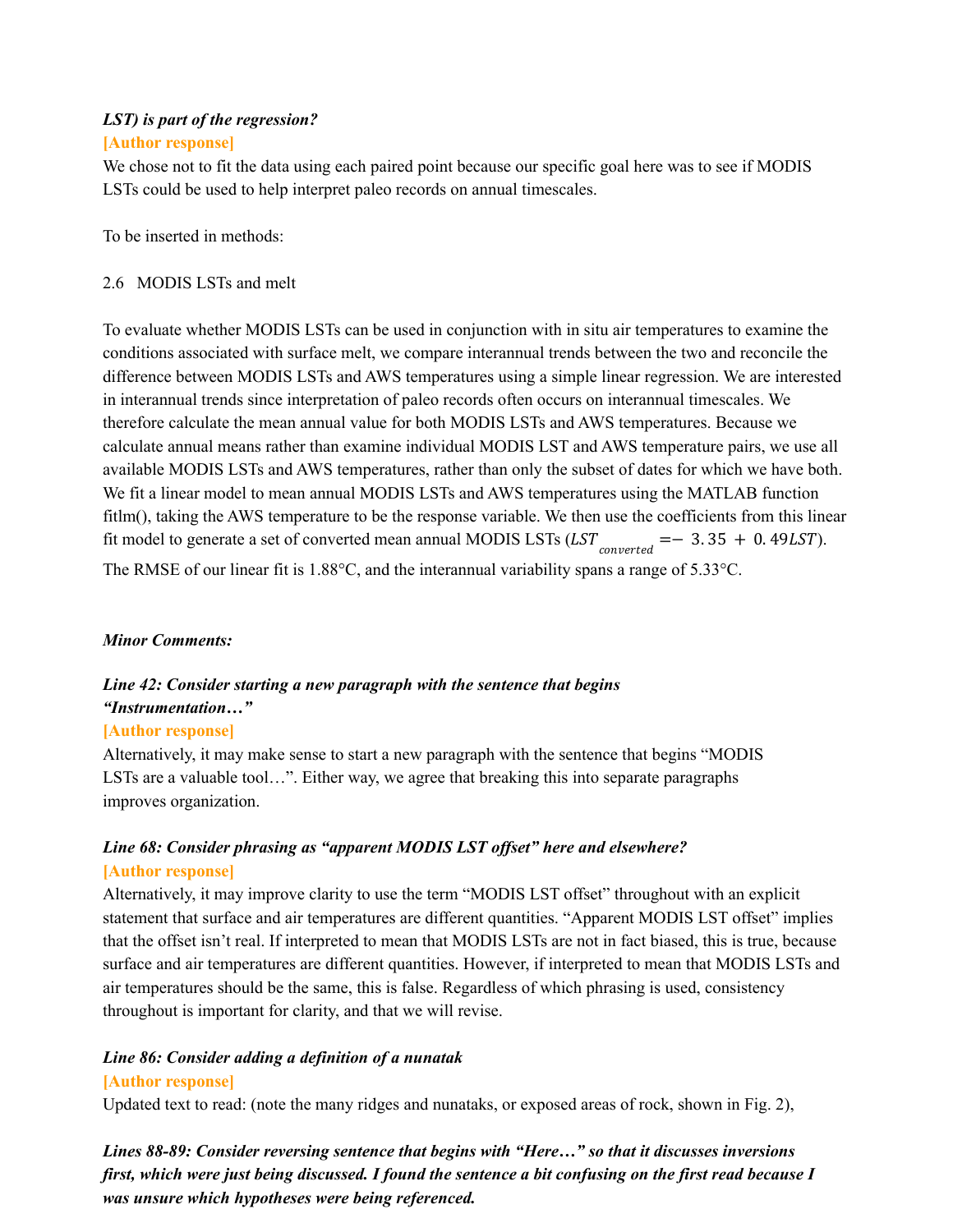***LST) is part of the regression?***

**[Author response]**

We chose not to fit the data using each paired point because our specific goal here was to see if MODIS LSTs could be used to help interpret paleo records on annual timescales.

To be inserted in methods:

2.6 MODIS LSTs and melt

To evaluate whether MODIS LSTs can be used in conjunction with in situ air temperatures to examine the conditions associated with surface melt, we compare interannual trends between the two and reconcile the difference between MODIS LSTs and AWS temperatures using a simple linear regression. We are interested in interannual trends since interpretation of paleo records often occurs on interannual timescales. We therefore calculate the mean annual value for both MODIS LSTs and AWS temperatures. Because we calculate annual means rather than examine individual MODIS LST and AWS temperature pairs, we use all available MODIS LSTs and AWS temperatures, rather than only the subset of dates for which we have both. We fit a linear model to mean annual MODIS LSTs and AWS temperatures using the MATLAB function fitlm(), taking the AWS temperature to be the response variable. We then use the coefficients from this linear fit model to generate a set of converted mean annual MODIS LSTs ($LST_{converted} = -3.35 + 0.49LST$). The RMSE of our linear fit is 1.88°C, and the interannual variability spans a range of 5.33°C.

***Minor Comments:***

***Line 42: Consider starting a new paragraph with the sentence that begins "Instrumentation…"***

**[Author response]**

Alternatively, it may make sense to start a new paragraph with the sentence that begins "MODIS LSTs are a valuable tool…". Either way, we agree that breaking this into separate paragraphs improves organization.

***Line 68: Consider phrasing as "apparent MODIS LST offset" here and elsewhere?***

**[Author response]**

Alternatively, it may improve clarity to use the term "MODIS LST offset" throughout with an explicit statement that surface and air temperatures are different quantities. "Apparent MODIS LST offset" implies that the offset isn't real. If interpreted to mean that MODIS LSTs are not in fact biased, this is true, because surface and air temperatures are different quantities. However, if interpreted to mean that MODIS LSTs and air temperatures should be the same, this is false. Regardless of which phrasing is used, consistency throughout is important for clarity, and that we will revise.

***Line 86: Consider adding a definition of a nunatak***

**[Author response]**

Updated text to read: (note the many ridges and nunataks, or exposed areas of rock, shown in Fig. 2),

***Lines 88-89: Consider reversing sentence that begins with "Here…" so that it discusses inversions first, which were just being discussed. I found the sentence a bit confusing on the first read because I was unsure which hypotheses were being referenced.***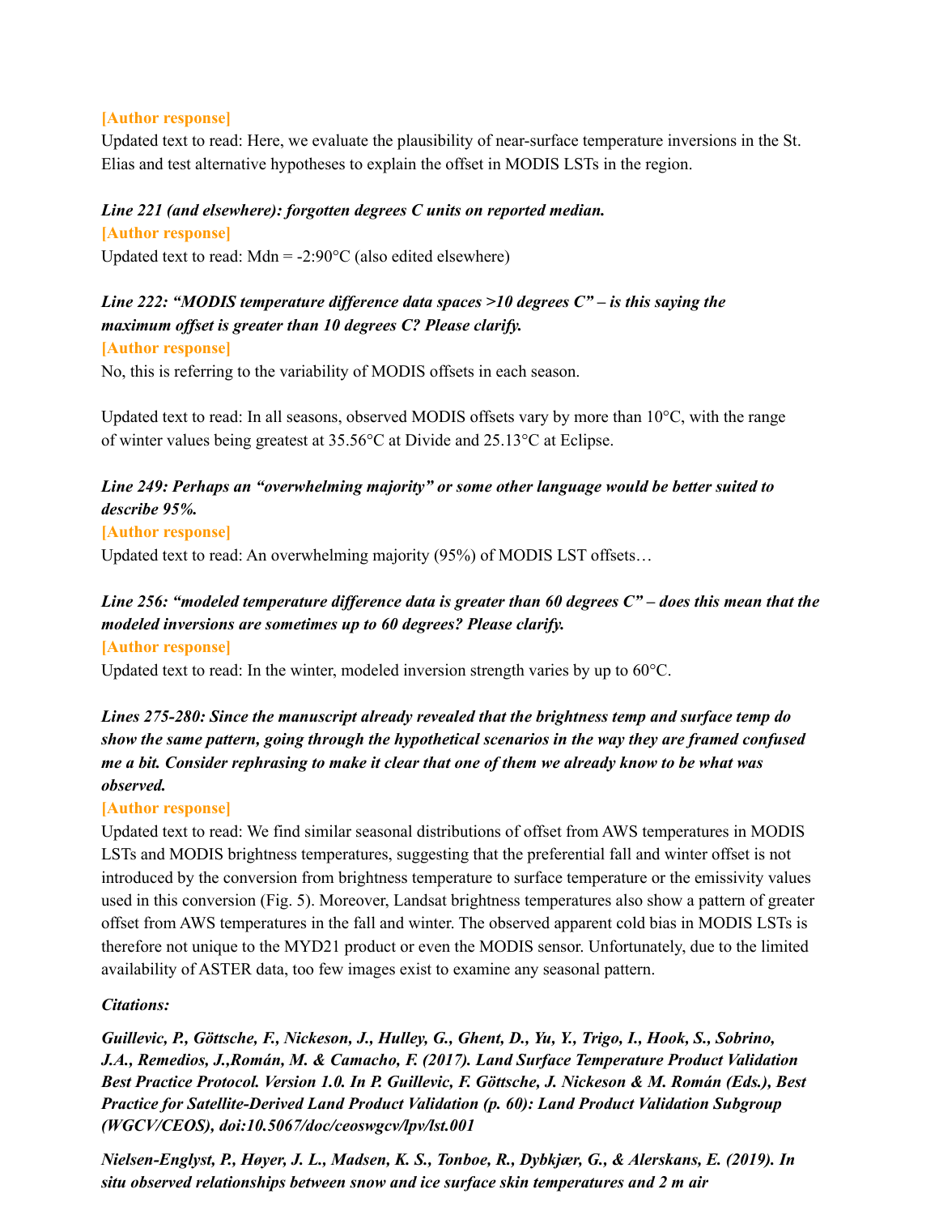**[Author response]**

Updated text to read: Here, we evaluate the plausibility of near-surface temperature inversions in the St. Elias and test alternative hypotheses to explain the offset in MODIS LSTs in the region.

***Line 221 (and elsewhere): forgotten degrees C units on reported median.***

**[Author response]**

Updated text to read: Mdn = -2:90°C (also edited elsewhere)

***Line 222: "MODIS temperature difference data spaces >10 degrees C" – is this saying the maximum offset is greater than 10 degrees C? Please clarify.***

**[Author response]**

No, this is referring to the variability of MODIS offsets in each season.

Updated text to read: In all seasons, observed MODIS offsets vary by more than 10°C, with the range of winter values being greatest at 35.56°C at Divide and 25.13°C at Eclipse.

***Line 249: Perhaps an "overwhelming majority" or some other language would be better suited to describe 95%.***

**[Author response]**

Updated text to read: An overwhelming majority (95%) of MODIS LST offsets…

***Line 256: "modeled temperature difference data is greater than 60 degrees C" – does this mean that the modeled inversions are sometimes up to 60 degrees? Please clarify.***

**[Author response]**

Updated text to read: In the winter, modeled inversion strength varies by up to 60°C.

***Lines 275-280: Since the manuscript already revealed that the brightness temp and surface temp do show the same pattern, going through the hypothetical scenarios in the way they are framed confused me a bit. Consider rephrasing to make it clear that one of them we already know to be what was observed.***

**[Author response]**

Updated text to read: We find similar seasonal distributions of offset from AWS temperatures in MODIS LSTs and MODIS brightness temperatures, suggesting that the preferential fall and winter offset is not introduced by the conversion from brightness temperature to surface temperature or the emissivity values used in this conversion (Fig. 5). Moreover, Landsat brightness temperatures also show a pattern of greater offset from AWS temperatures in the fall and winter. The observed apparent cold bias in MODIS LSTs is therefore not unique to the MYD21 product or even the MODIS sensor. Unfortunately, due to the limited availability of ASTER data, too few images exist to examine any seasonal pattern.

***Citations:***

***Guillevic, P., Göttsche, F., Nickeson, J., Hulley, G., Ghent, D., Yu, Y., Trigo, I., Hook, S., Sobrino, J.A., Remedios, J.,Román, M. & Camacho, F. (2017). Land Surface Temperature Product Validation Best Practice Protocol. Version 1.0. In P. Guillevic, F. Göttsche, J. Nickeson & M. Román (Eds.), Best Practice for Satellite-Derived Land Product Validation (p. 60): Land Product Validation Subgroup (WGCV/CEOS), doi:10.5067/doc/ceoswgcv/lpv/lst.001***

***Nielsen-Englyst, P., Høyer, J. L., Madsen, K. S., Tonboe, R., Dybkjær, G., & Alerskans, E. (2019). In situ observed relationships between snow and ice surface skin temperatures and 2 m air***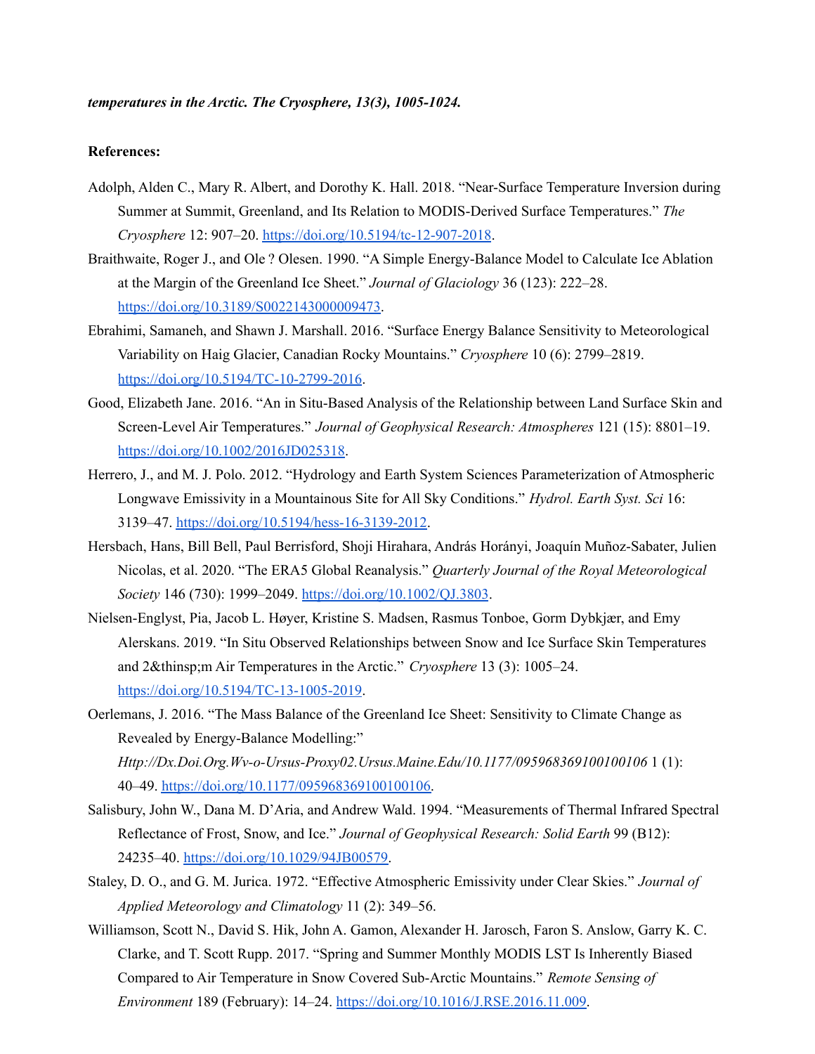***temperatures in the Arctic. The Cryosphere, 13(3), 1005-1024.***

**References:**

Adolph, Alden C., Mary R. Albert, and Dorothy K. Hall. 2018. "Near-Surface Temperature Inversion during Summer at Summit, Greenland, and Its Relation to MODIS-Derived Surface Temperatures." *The Cryosphere* 12: 907–20. https://doi.org/10.5194/tc-12-907-2018.

Braithwaite, Roger J., and Ole ? Olesen. 1990. "A Simple Energy-Balance Model to Calculate Ice Ablation at the Margin of the Greenland Ice Sheet." *Journal of Glaciology* 36 (123): 222–28. https://doi.org/10.3189/S0022143000009473.

Ebrahimi, Samaneh, and Shawn J. Marshall. 2016. "Surface Energy Balance Sensitivity to Meteorological Variability on Haig Glacier, Canadian Rocky Mountains." *Cryosphere* 10 (6): 2799–2819. https://doi.org/10.5194/TC-10-2799-2016.

Good, Elizabeth Jane. 2016. "An in Situ-Based Analysis of the Relationship between Land Surface Skin and Screen-Level Air Temperatures." *Journal of Geophysical Research: Atmospheres* 121 (15): 8801–19. https://doi.org/10.1002/2016JD025318.

Herrero, J., and M. J. Polo. 2012. "Hydrology and Earth System Sciences Parameterization of Atmospheric Longwave Emissivity in a Mountainous Site for All Sky Conditions." *Hydrol. Earth Syst. Sci* 16: 3139–47. https://doi.org/10.5194/hess-16-3139-2012.

Hersbach, Hans, Bill Bell, Paul Berrisford, Shoji Hirahara, András Horányi, Joaquín Muñoz-Sabater, Julien Nicolas, et al. 2020. "The ERA5 Global Reanalysis." *Quarterly Journal of the Royal Meteorological Society* 146 (730): 1999–2049. https://doi.org/10.1002/QJ.3803.

Nielsen-Englyst, Pia, Jacob L. Høyer, Kristine S. Madsen, Rasmus Tonboe, Gorm Dybkjær, and Emy Alerskans. 2019. "In Situ Observed Relationships between Snow and Ice Surface Skin Temperatures and 2&thinsp;m Air Temperatures in the Arctic." *Cryosphere* 13 (3): 1005–24. https://doi.org/10.5194/TC-13-1005-2019.

Oerlemans, J. 2016. "The Mass Balance of the Greenland Ice Sheet: Sensitivity to Climate Change as Revealed by Energy-Balance Modelling:" *Http://Dx.Doi.Org.Wv-o-Ursus-Proxy02.Ursus.Maine.Edu/10.1177/095968369100100106* 1 (1): 40–49. https://doi.org/10.1177/095968369100100106.

Salisbury, John W., Dana M. D'Aria, and Andrew Wald. 1994. "Measurements of Thermal Infrared Spectral Reflectance of Frost, Snow, and Ice." *Journal of Geophysical Research: Solid Earth* 99 (B12): 24235–40. https://doi.org/10.1029/94JB00579.

Staley, D. O., and G. M. Jurica. 1972. "Effective Atmospheric Emissivity under Clear Skies." *Journal of Applied Meteorology and Climatology* 11 (2): 349–56.

Williamson, Scott N., David S. Hik, John A. Gamon, Alexander H. Jarosch, Faron S. Anslow, Garry K. C. Clarke, and T. Scott Rupp. 2017. "Spring and Summer Monthly MODIS LST Is Inherently Biased Compared to Air Temperature in Snow Covered Sub-Arctic Mountains." *Remote Sensing of Environment* 189 (February): 14–24. https://doi.org/10.1016/J.RSE.2016.11.009.